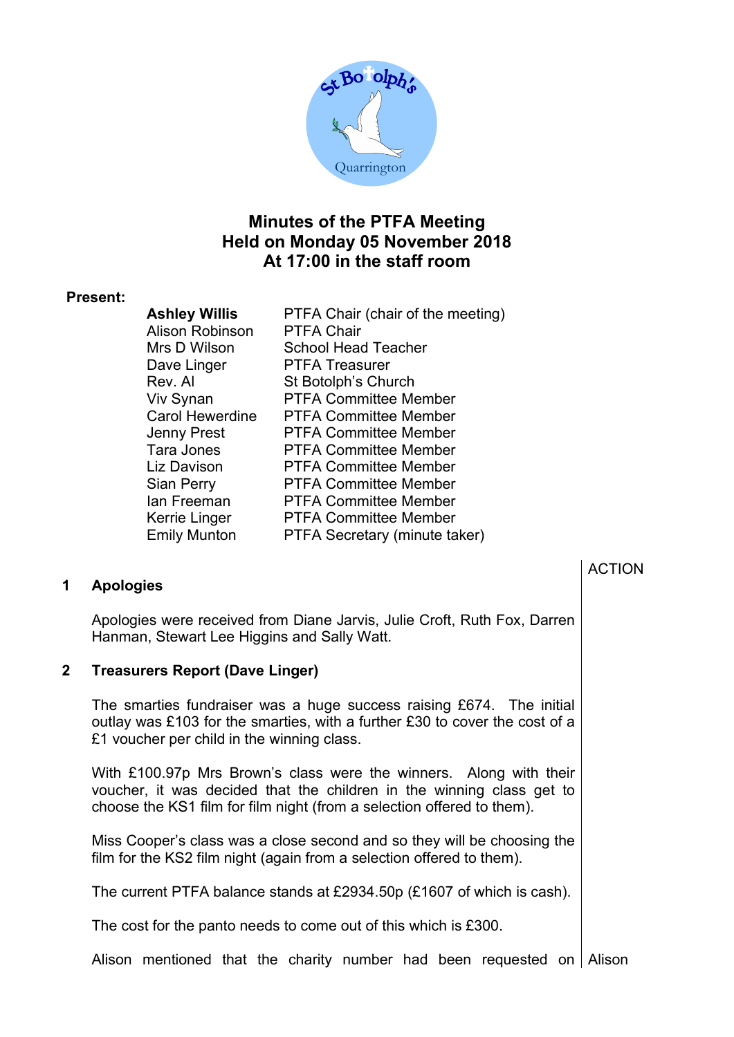# Minutes of the PTFA Meeting
## Held on Monday 05 November 2018
## At 17:00 in the staff room

**Present:**

| | |
|---|---|
| **Ashley Willis** | PTFA Chair (chair of the meeting) |
| Alison Robinson | PTFA Chair |
| Mrs D Wilson | School Head Teacher |
| Dave Linger | PTFA Treasurer |
| Rev. Al | St Botolph's Church |
| Viv Synan | PTFA Committee Member |
| Carol Hewerdine | PTFA Committee Member |
| Jenny Prest | PTFA Committee Member |
| Tara Jones | PTFA Committee Member |
| Liz Davison | PTFA Committee Member |
| Sian Perry | PTFA Committee Member |
| Ian Freeman | PTFA Committee Member |
| Kerrie Linger | PTFA Committee Member |
| Emily Munton | PTFA Secretary (minute taker) |

ACTION

**1 Apologies**

Apologies were received from Diane Jarvis, Julie Croft, Ruth Fox, Darren Hanman, Stewart Lee Higgins and Sally Watt.

**2 Treasurers Report (Dave Linger)**

The smarties fundraiser was a huge success raising £674. The initial outlay was £103 for the smarties, with a further £30 to cover the cost of a £1 voucher per child in the winning class.

With £100.97p Mrs Brown's class were the winners. Along with their voucher, it was decided that the children in the winning class get to choose the KS1 film for film night (from a selection offered to them).

Miss Cooper's class was a close second and so they will be choosing the film for the KS2 film night (again from a selection offered to them).

The current PTFA balance stands at £2934.50p (£1607 of which is cash).

The cost for the panto needs to come out of this which is £300.

Alison mentioned that the charity number had been requested on — Alison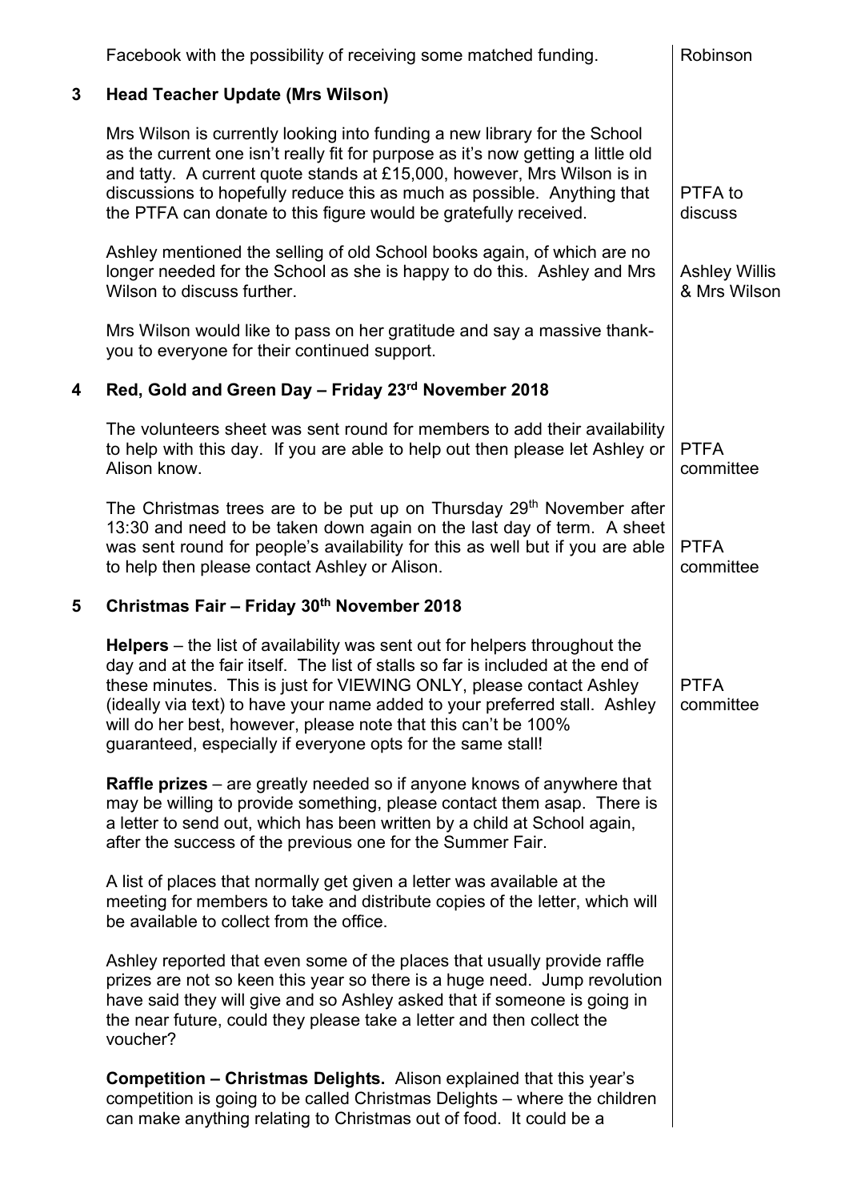| | | |
|---|---|---|
| | Facebook with the possibility of receiving some matched funding. | Robinson |
| **3** | **Head Teacher Update (Mrs Wilson)** | |
| | Mrs Wilson is currently looking into funding a new library for the School as the current one isn't really fit for purpose as it's now getting a little old and tatty. A current quote stands at £15,000, however, Mrs Wilson is in discussions to hopefully reduce this as much as possible. Anything that the PTFA can donate to this figure would be gratefully received. | PTFA to discuss |
| | Ashley mentioned the selling of old School books again, of which are no longer needed for the School as she is happy to do this. Ashley and Mrs Wilson to discuss further. | Ashley Willis & Mrs Wilson |
| | Mrs Wilson would like to pass on her gratitude and say a massive thank-you to everyone for their continued support. | |
| **4** | **Red, Gold and Green Day – Friday 23rd November 2018** | |
| | The volunteers sheet was sent round for members to add their availability to help with this day. If you are able to help out then please let Ashley or Alison know. | PTFA committee |
| | The Christmas trees are to be put up on Thursday 29th November after 13:30 and need to be taken down again on the last day of term. A sheet was sent round for people's availability for this as well but if you are able to help then please contact Ashley or Alison. | PTFA committee |
| **5** | **Christmas Fair – Friday 30th November 2018** | |
| | **Helpers** – the list of availability was sent out for helpers throughout the day and at the fair itself. The list of stalls so far is included at the end of these minutes. This is just for VIEWING ONLY, please contact Ashley (ideally via text) to have your name added to your preferred stall. Ashley will do her best, however, please note that this can't be 100% guaranteed, especially if everyone opts for the same stall! | PTFA committee |
| | **Raffle prizes** – are greatly needed so if anyone knows of anywhere that may be willing to provide something, please contact them asap. There is a letter to send out, which has been written by a child at School again, after the success of the previous one for the Summer Fair. | |
| | A list of places that normally get given a letter was available at the meeting for members to take and distribute copies of the letter, which will be available to collect from the office. | |
| | Ashley reported that even some of the places that usually provide raffle prizes are not so keen this year so there is a huge need. Jump revolution have said they will give and so Ashley asked that if someone is going in the near future, could they please take a letter and then collect the voucher? | |
| | **Competition – Christmas Delights.** Alison explained that this year's competition is going to be called Christmas Delights – where the children can make anything relating to Christmas out of food. It could be a | |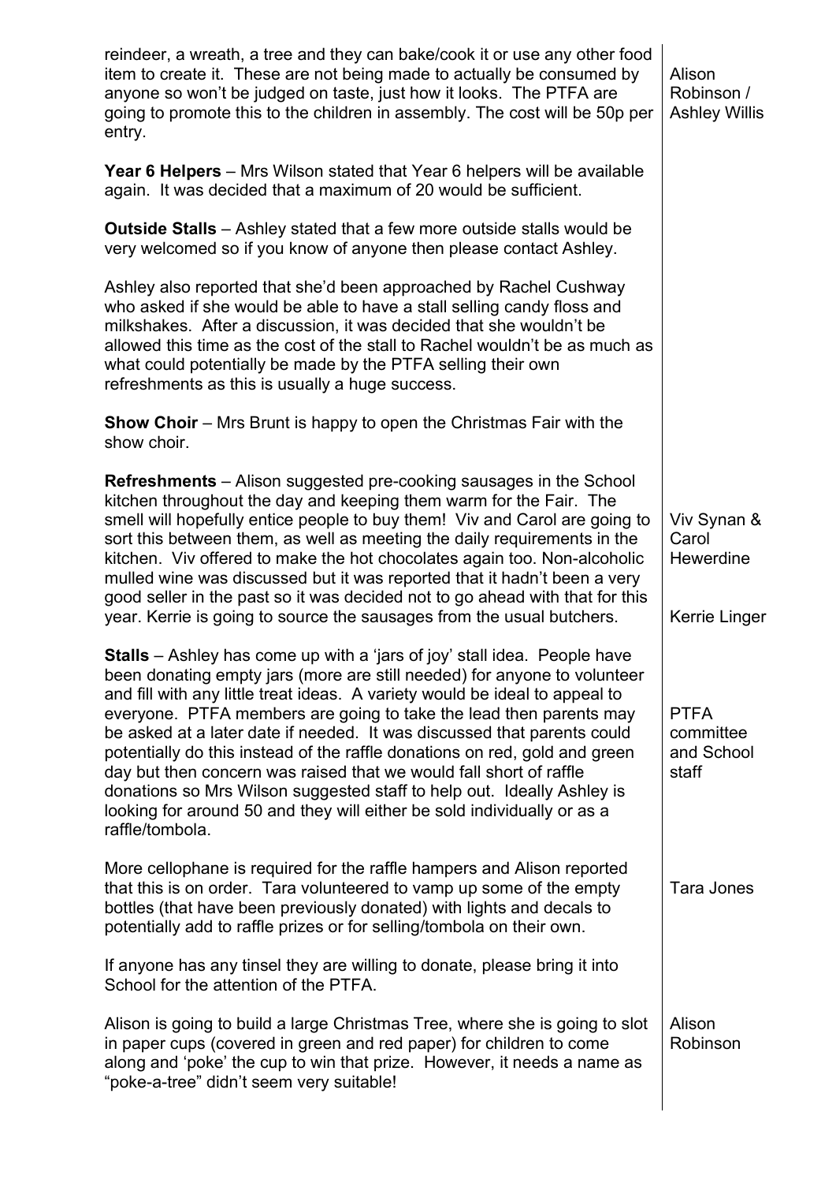| | |
|---|---|
| reindeer, a wreath, a tree and they can bake/cook it or use any other food item to create it. These are not being made to actually be consumed by anyone so won't be judged on taste, just how it looks. The PTFA are going to promote this to the children in assembly. The cost will be 50p per entry. | Alison Robinson / Ashley Willis |
| **Year 6 Helpers** – Mrs Wilson stated that Year 6 helpers will be available again. It was decided that a maximum of 20 would be sufficient. | |
| **Outside Stalls** – Ashley stated that a few more outside stalls would be very welcomed so if you know of anyone then please contact Ashley. | |
| Ashley also reported that she'd been approached by Rachel Cushway who asked if she would be able to have a stall selling candy floss and milkshakes. After a discussion, it was decided that she wouldn't be allowed this time as the cost of the stall to Rachel wouldn't be as much as what could potentially be made by the PTFA selling their own refreshments as this is usually a huge success. | |
| **Show Choir** – Mrs Brunt is happy to open the Christmas Fair with the show choir. | |
| **Refreshments** – Alison suggested pre-cooking sausages in the School kitchen throughout the day and keeping them warm for the Fair. The smell will hopefully entice people to buy them! Viv and Carol are going to sort this between them, as well as meeting the daily requirements in the kitchen. Viv offered to make the hot chocolates again too. Non-alcoholic mulled wine was discussed but it was reported that it hadn't been a very good seller in the past so it was decided not to go ahead with that for this year. Kerrie is going to source the sausages from the usual butchers. | Viv Synan & Carol Hewerdine<br><br>Kerrie Linger |
| **Stalls** – Ashley has come up with a 'jars of joy' stall idea. People have been donating empty jars (more are still needed) for anyone to volunteer and fill with any little treat ideas. A variety would be ideal to appeal to everyone. PTFA members are going to take the lead then parents may be asked at a later date if needed. It was discussed that parents could potentially do this instead of the raffle donations on red, gold and green day but then concern was raised that we would fall short of raffle donations so Mrs Wilson suggested staff to help out. Ideally Ashley is looking for around 50 and they will either be sold individually or as a raffle/tombola. | PTFA committee and School staff |
| More cellophane is required for the raffle hampers and Alison reported that this is on order. Tara volunteered to vamp up some of the empty bottles (that have been previously donated) with lights and decals to potentially add to raffle prizes or for selling/tombola on their own. | Tara Jones |
| If anyone has any tinsel they are willing to donate, please bring it into School for the attention of the PTFA. | |
| Alison is going to build a large Christmas Tree, where she is going to slot in paper cups (covered in green and red paper) for children to come along and 'poke' the cup to win that prize. However, it needs a name as "poke-a-tree" didn't seem very suitable! | Alison Robinson |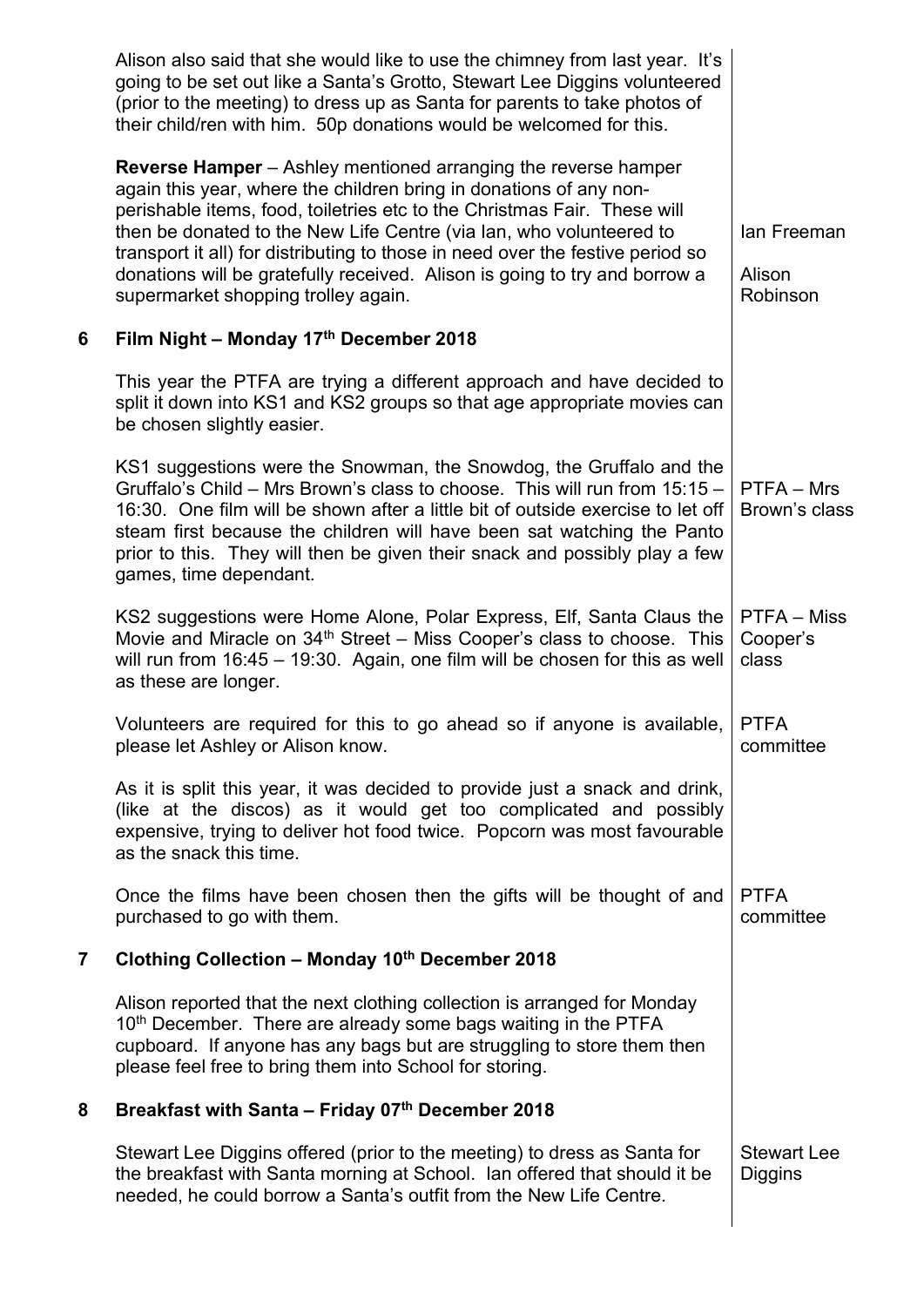Alison also said that she would like to use the chimney from last year. It's going to be set out like a Santa's Grotto, Stewart Lee Diggins volunteered (prior to the meeting) to dress up as Santa for parents to take photos of their child/ren with him. 50p donations would be welcomed for this.

**Reverse Hamper** – Ashley mentioned arranging the reverse hamper again this year, where the children bring in donations of any non-perishable items, food, toiletries etc to the Christmas Fair. These will then be donated to the New Life Centre (via Ian, who volunteered to transport it all) for distributing to those in need over the festive period so donations will be gratefully received. Alison is going to try and borrow a supermarket shopping trolley again.

*Action: Ian Freeman; Alison Robinson*

## 6 Film Night – Monday 17th December 2018

This year the PTFA are trying a different approach and have decided to split it down into KS1 and KS2 groups so that age appropriate movies can be chosen slightly easier.

KS1 suggestions were the Snowman, the Snowdog, the Gruffalo and the Gruffalo's Child – Mrs Brown's class to choose. This will run from 15:15 – 16:30. One film will be shown after a little bit of outside exercise to let off steam first because the children will have been sat watching the Panto prior to this. They will then be given their snack and possibly play a few games, time dependant.

*Action: PTFA – Mrs Brown's class*

KS2 suggestions were Home Alone, Polar Express, Elf, Santa Claus the Movie and Miracle on 34th Street – Miss Cooper's class to choose. This will run from 16:45 – 19:30. Again, one film will be chosen for this as well as these are longer.

*Action: PTFA – Miss Cooper's class*

Volunteers are required for this to go ahead so if anyone is available, please let Ashley or Alison know.

*Action: PTFA committee*

As it is split this year, it was decided to provide just a snack and drink, (like at the discos) as it would get too complicated and possibly expensive, trying to deliver hot food twice. Popcorn was most favourable as the snack this time.

Once the films have been chosen then the gifts will be thought of and purchased to go with them.

*Action: PTFA committee*

## 7 Clothing Collection – Monday 10th December 2018

Alison reported that the next clothing collection is arranged for Monday 10th December. There are already some bags waiting in the PTFA cupboard. If anyone has any bags but are struggling to store them then please feel free to bring them into School for storing.

## 8 Breakfast with Santa – Friday 07th December 2018

Stewart Lee Diggins offered (prior to the meeting) to dress as Santa for the breakfast with Santa morning at School. Ian offered that should it be needed, he could borrow a Santa's outfit from the New Life Centre.

*Action: Stewart Lee Diggins*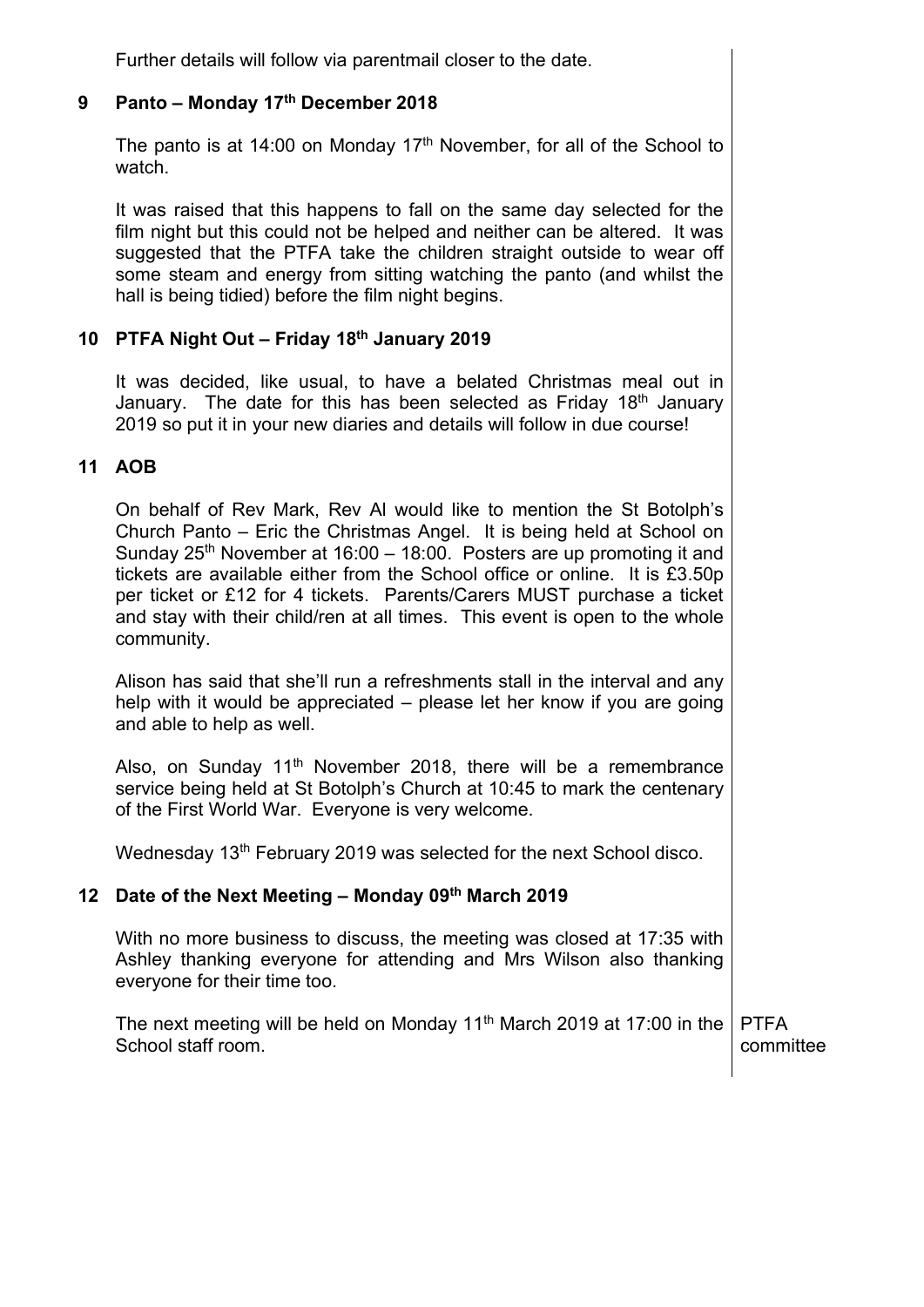Further details will follow via parentmail closer to the date.

## 9 Panto – Monday 17th December 2018

The panto is at 14:00 on Monday 17th November, for all of the School to watch.

It was raised that this happens to fall on the same day selected for the film night but this could not be helped and neither can be altered. It was suggested that the PTFA take the children straight outside to wear off some steam and energy from sitting watching the panto (and whilst the hall is being tidied) before the film night begins.

## 10 PTFA Night Out – Friday 18th January 2019

It was decided, like usual, to have a belated Christmas meal out in January. The date for this has been selected as Friday 18th January 2019 so put it in your new diaries and details will follow in due course!

## 11 AOB

On behalf of Rev Mark, Rev Al would like to mention the St Botolph's Church Panto – Eric the Christmas Angel. It is being held at School on Sunday 25th November at 16:00 – 18:00. Posters are up promoting it and tickets are available either from the School office or online. It is £3.50p per ticket or £12 for 4 tickets. Parents/Carers MUST purchase a ticket and stay with their child/ren at all times. This event is open to the whole community.

Alison has said that she'll run a refreshments stall in the interval and any help with it would be appreciated – please let her know if you are going and able to help as well.

Also, on Sunday 11th November 2018, there will be a remembrance service being held at St Botolph's Church at 10:45 to mark the centenary of the First World War. Everyone is very welcome.

Wednesday 13th February 2019 was selected for the next School disco.

## 12 Date of the Next Meeting – Monday 09th March 2019

With no more business to discuss, the meeting was closed at 17:35 with Ashley thanking everyone for attending and Mrs Wilson also thanking everyone for their time too.

The next meeting will be held on Monday 11th March 2019 at 17:00 in the School staff room. — PTFA committee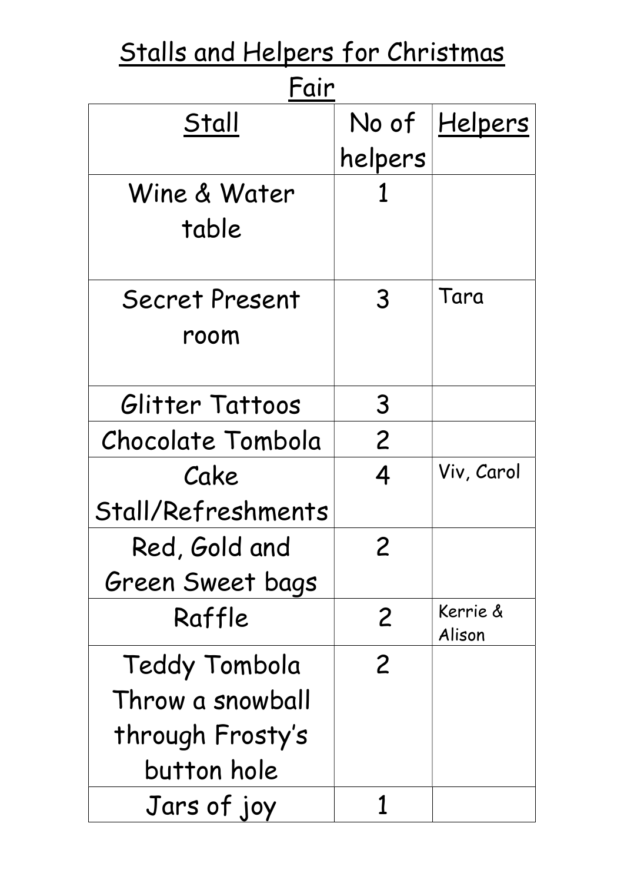# Stalls and Helpers for Christmas Fair

| Stall | No of helpers | Helpers |
|---|---|---|
| Wine & Water table | 1 | |
| Secret Present room | 3 | Tara |
| Glitter Tattoos | 3 | |
| Chocolate Tombola | 2 | |
| Cake Stall/Refreshments | 4 | Viv, Carol |
| Red, Gold and Green Sweet bags | 2 | |
| Raffle | 2 | Kerrie & Alison |
| Teddy Tombola Throw a snowball through Frosty's button hole | 2 | |
| Jars of joy | 1 | |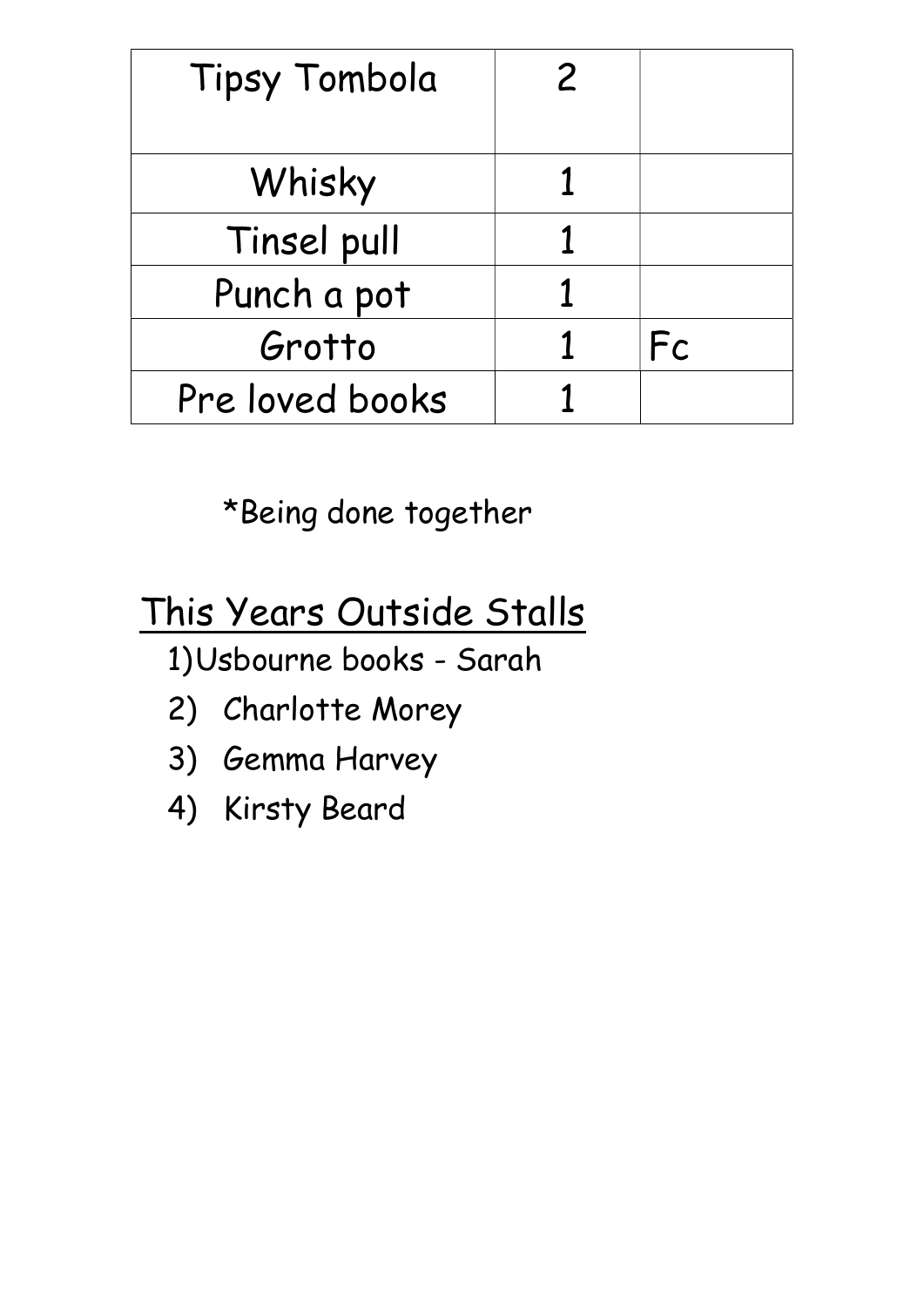| | | |
|---|---|---|
| Tipsy Tombola | 2 | |
| Whisky | 1 | |
| Tinsel pull | 1 | |
| Punch a pot | 1 | |
| Grotto | 1 | Fc |
| Pre loved books | 1 | |

*Being done together

## This Years Outside Stalls

1) Usbourne books - Sarah
2) Charlotte Morey
3) Gemma Harvey
4) Kirsty Beard